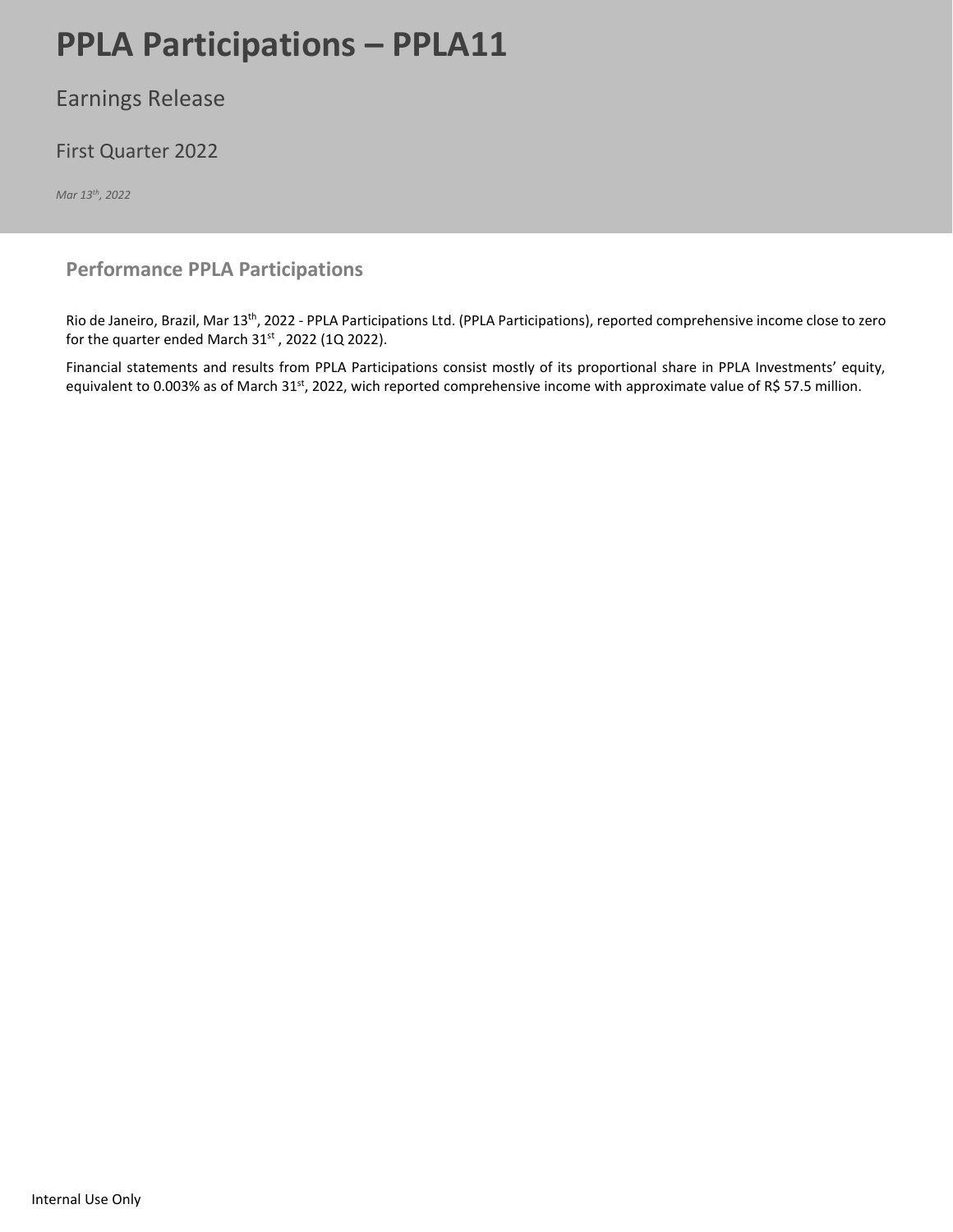# PPLA Participations – PPLA11

Earnings Release

First Quarter 2022

*Mar 13th, 2022*

## Performance PPLA Participations

Rio de Janeiro, Brazil, Mar 13th, 2022 - PPLA Participations Ltd. (PPLA Participations), reported comprehensive income close to zero for the quarter ended March 31st , 2022 (1Q 2022).

Financial statements and results from PPLA Participations consist mostly of its proportional share in PPLA Investments' equity, equivalent to 0.003% as of March 31st, 2022, wich reported comprehensive income with approximate value of R$ 57.5 million.

Internal Use Only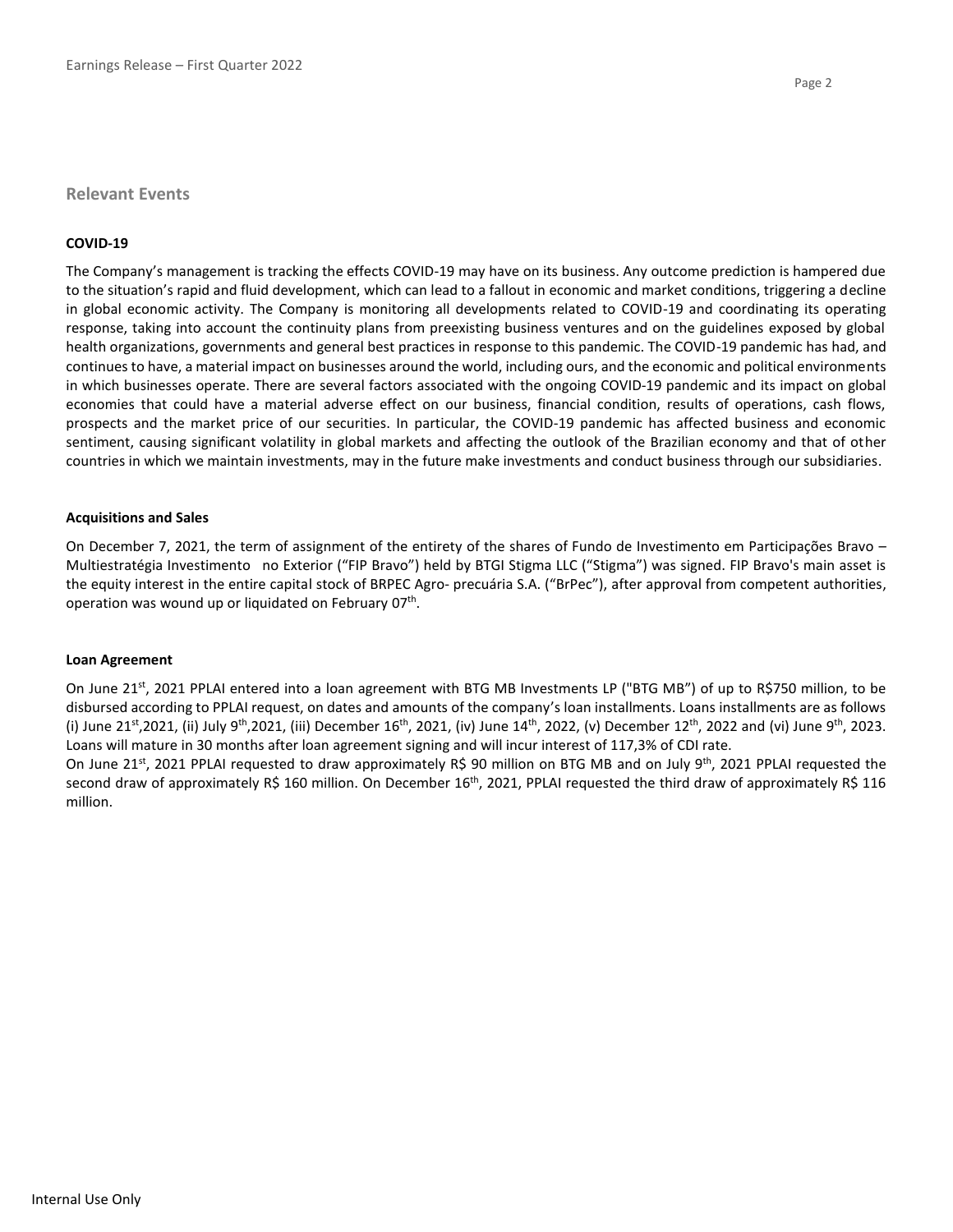## Relevant Events

### COVID-19

The Company's management is tracking the effects COVID-19 may have on its business. Any outcome prediction is hampered due to the situation's rapid and fluid development, which can lead to a fallout in economic and market conditions, triggering a decline in global economic activity. The Company is monitoring all developments related to COVID-19 and coordinating its operating response, taking into account the continuity plans from preexisting business ventures and on the guidelines exposed by global health organizations, governments and general best practices in response to this pandemic. The COVID-19 pandemic has had, and continues to have, a material impact on businesses around the world, including ours, and the economic and political environments in which businesses operate. There are several factors associated with the ongoing COVID-19 pandemic and its impact on global economies that could have a material adverse effect on our business, financial condition, results of operations, cash flows, prospects and the market price of our securities. In particular, the COVID-19 pandemic has affected business and economic sentiment, causing significant volatility in global markets and affecting the outlook of the Brazilian economy and that of other countries in which we maintain investments, may in the future make investments and conduct business through our subsidiaries.

### Acquisitions and Sales

On December 7, 2021, the term of assignment of the entirety of the shares of Fundo de Investimento em Participações Bravo – Multiestratégia Investimento no Exterior ("FIP Bravo") held by BTGI Stigma LLC ("Stigma") was signed. FIP Bravo's main asset is the equity interest in the entire capital stock of BRPEC Agro- precuária S.A. ("BrPec"), after approval from competent authorities, operation was wound up or liquidated on February 07th.

### Loan Agreement

On June 21st, 2021 PPLAI entered into a loan agreement with BTG MB Investments LP ("BTG MB") of up to R$750 million, to be disbursed according to PPLAI request, on dates and amounts of the company's loan installments. Loans installments are as follows (i) June 21st,2021, (ii) July 9th,2021, (iii) December 16th, 2021, (iv) June 14th, 2022, (v) December 12th, 2022 and (vi) June 9th, 2023. Loans will mature in 30 months after loan agreement signing and will incur interest of 117,3% of CDI rate.

On June 21st, 2021 PPLAI requested to draw approximately R$ 90 million on BTG MB and on July 9th, 2021 PPLAI requested the second draw of approximately R$ 160 million. On December 16th, 2021, PPLAI requested the third draw of approximately R$ 116 million.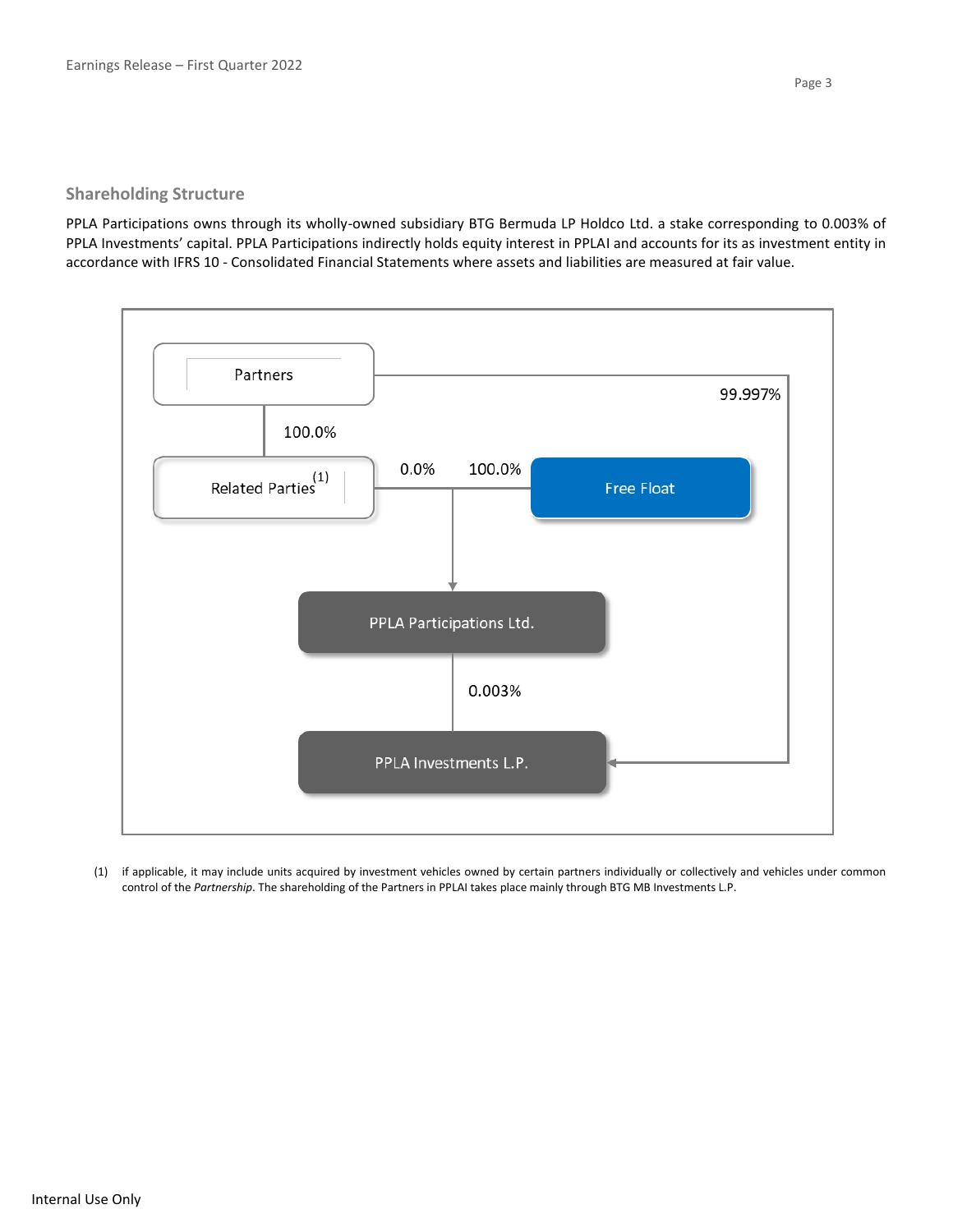## Shareholding Structure

PPLA Participations owns through its wholly-owned subsidiary BTG Bermuda LP Holdco Ltd. a stake corresponding to 0.003% of PPLA Investments' capital. PPLA Participations indirectly holds equity interest in PPLAI and accounts for its as investment entity in accordance with IFRS 10 - Consolidated Financial Statements where assets and liabilities are measured at fair value.

Partners

100.0%

99.997%

Related Parties[1]

0.0%

100.0%

Free Float

PPLA Participations Ltd.

0.003%

PPLA Investments L.P.

(1) if applicable, it may include units acquired by investment vehicles owned by certain partners individually or collectively and vehicles under common control of the *Partnership*. The shareholding of the Partners in PPLAI takes place mainly through BTG MB Investments L.P.

Internal Use Only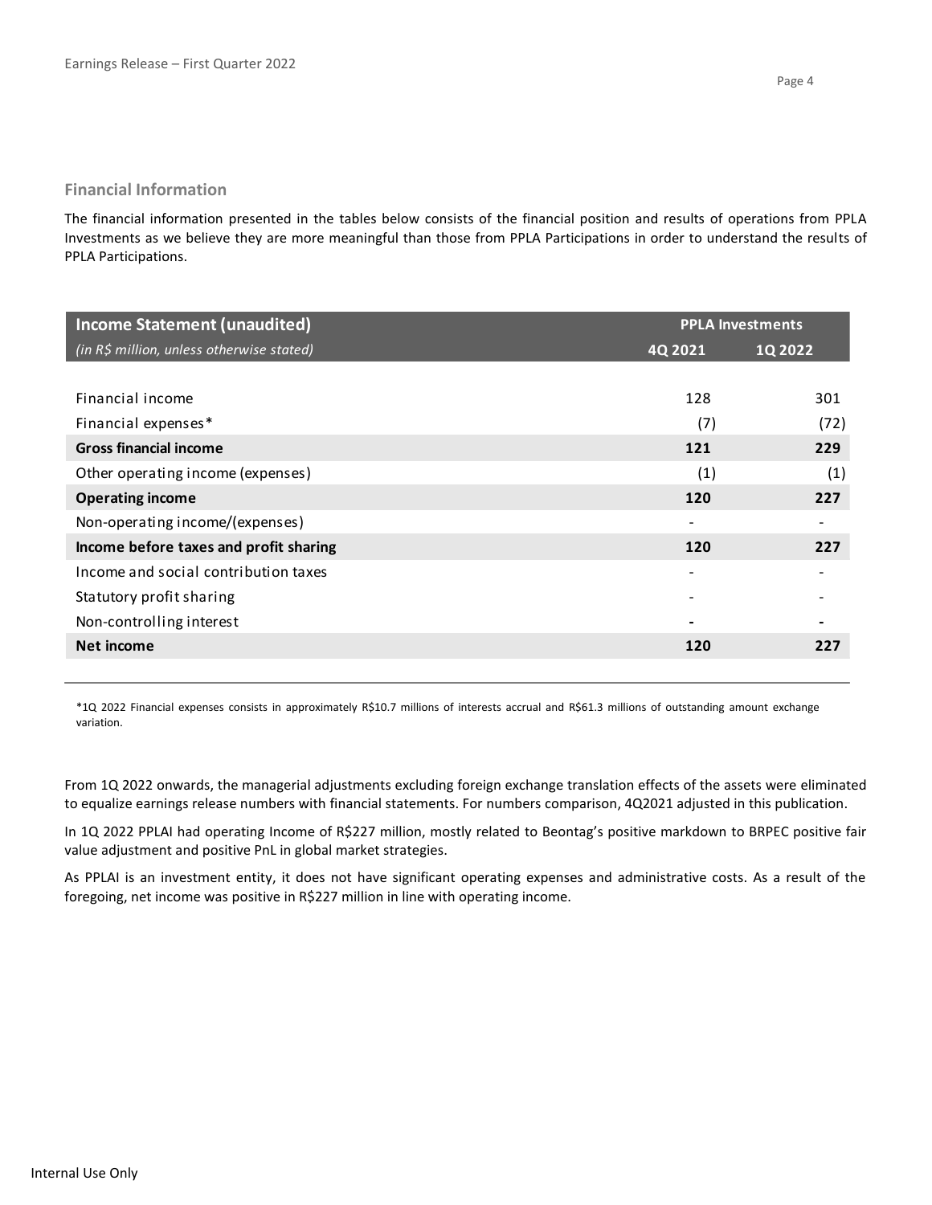## Financial Information

The financial information presented in the tables below consists of the financial position and results of operations from PPLA Investments as we believe they are more meaningful than those from PPLA Participations in order to understand the results of PPLA Participations.

| **Income Statement (unaudited)** | **PPLA Investments** | |
|---|---|---|
| *(in R$ million, unless otherwise stated)* | **4Q 2021** | **1Q 2022** |
| Financial income | 128 | 301 |
| Financial expenses* | (7) | (72) |
| **Gross financial income** | **121** | **229** |
| Other operating income (expenses) | (1) | (1) |
| **Operating income** | **120** | **227** |
| Non-operating income/(expenses) | - | - |
| **Income before taxes and profit sharing** | **120** | **227** |
| Income and social contribution taxes | - | - |
| Statutory profit sharing | - | - |
| Non-controlling interest | - | - |
| **Net income** | **120** | **227** |

*1Q 2022 Financial expenses consists in approximately R$10.7 millions of interests accrual and R$61.3 millions of outstanding amount exchange variation.

From 1Q 2022 onwards, the managerial adjustments excluding foreign exchange translation effects of the assets were eliminated to equalize earnings release numbers with financial statements. For numbers comparison, 4Q2021 adjusted in this publication.

In 1Q 2022 PPLAI had operating Income of R$227 million, mostly related to Beontag's positive markdown to BRPEC positive fair value adjustment and positive PnL in global market strategies.

As PPLAI is an investment entity, it does not have significant operating expenses and administrative costs. As a result of the foregoing, net income was positive in R$227 million in line with operating income.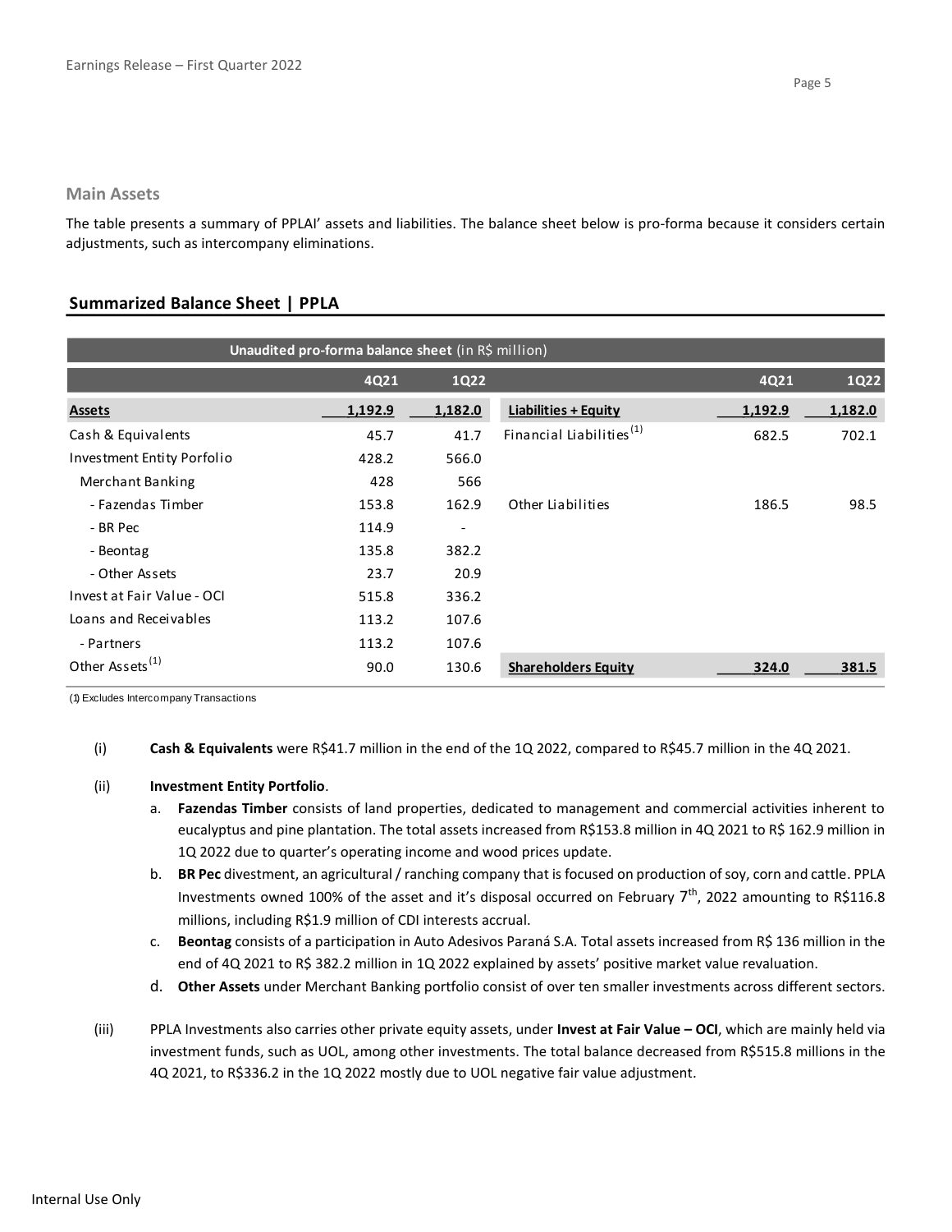## Main Assets

The table presents a summary of PPLAI' assets and liabilities. The balance sheet below is pro-forma because it considers certain adjustments, such as intercompany eliminations.

### Summarized Balance Sheet | PPLA

| **Unaudited pro-forma balance sheet** (in R$ million) | | | | | |
|---|---|---|---|---|---|
| | **4Q21** | **1Q22** | | **4Q21** | **1Q22** |
| **Assets** | **1,192.9** | **1,182.0** | **Liabilities + Equity** | **1,192.9** | **1,182.0** |
| Cash & Equivalents | 45.7 | 41.7 | Financial Liabilities [1] | 682.5 | 702.1 |
| Investment Entity Porfolio | 428.2 | 566.0 | | | |
| Merchant Banking | 428 | 566 | | | |
| - Fazendas Timber | 153.8 | 162.9 | Other Liabilities | 186.5 | 98.5 |
| - BR Pec | 114.9 | - | | | |
| - Beontag | 135.8 | 382.2 | | | |
| - Other Assets | 23.7 | 20.9 | | | |
| Invest at Fair Value - OCI | 515.8 | 336.2 | | | |
| Loans and Receivables | 113.2 | 107.6 | | | |
| - Partners | 113.2 | 107.6 | | | |
| Other Assets [1] | 90.0 | 130.6 | **Shareholders Equity** | **324.0** | **381.5** |

(1) Excludes Intercompany Transactions

(i) **Cash & Equivalents** were R$41.7 million in the end of the 1Q 2022, compared to R$45.7 million in the 4Q 2021.

(ii) **Investment Entity Portfolio**.

a. **Fazendas Timber** consists of land properties, dedicated to management and commercial activities inherent to eucalyptus and pine plantation. The total assets increased from R$153.8 million in 4Q 2021 to R$ 162.9 million in 1Q 2022 due to quarter's operating income and wood prices update.

b. **BR Pec** divestment, an agricultural / ranching company that is focused on production of soy, corn and cattle. PPLA Investments owned 100% of the asset and it's disposal occurred on February 7th, 2022 amounting to R$116.8 millions, including R$1.9 million of CDI interests accrual.

c. **Beontag** consists of a participation in Auto Adesivos Paraná S.A. Total assets increased from R$ 136 million in the end of 4Q 2021 to R$ 382.2 million in 1Q 2022 explained by assets' positive market value revaluation.

d. **Other Assets** under Merchant Banking portfolio consist of over ten smaller investments across different sectors.

(iii) PPLA Investments also carries other private equity assets, under **Invest at Fair Value – OCI**, which are mainly held via investment funds, such as UOL, among other investments. The total balance decreased from R$515.8 millions in the 4Q 2021, to R$336.2 in the 1Q 2022 mostly due to UOL negative fair value adjustment.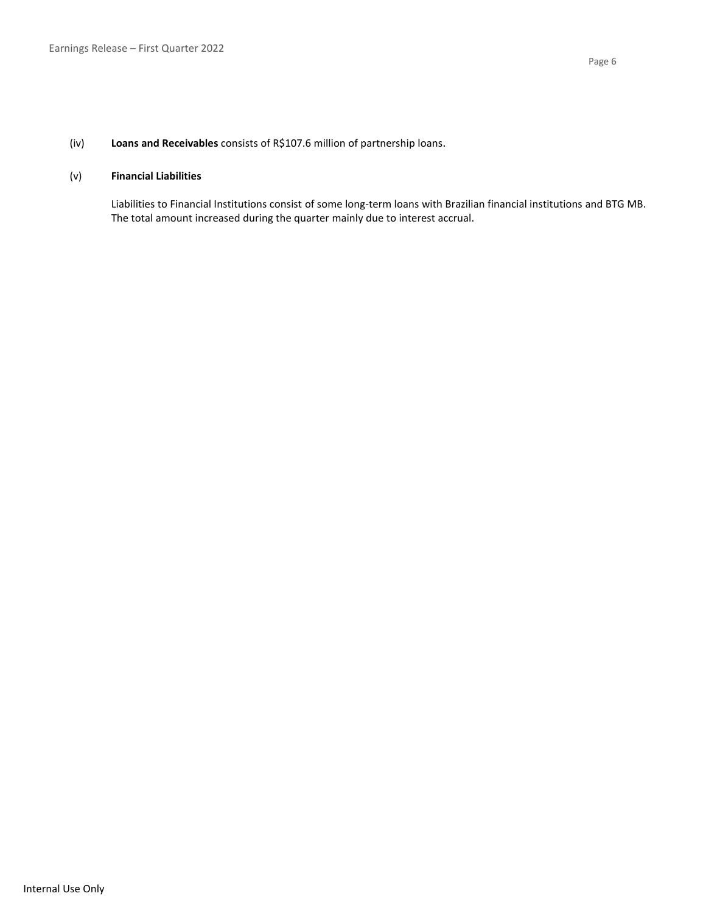(iv) **Loans and Receivables** consists of R$107.6 million of partnership loans.

(v) **Financial Liabilities**

Liabilities to Financial Institutions consist of some long-term loans with Brazilian financial institutions and BTG MB. The total amount increased during the quarter mainly due to interest accrual.

Internal Use Only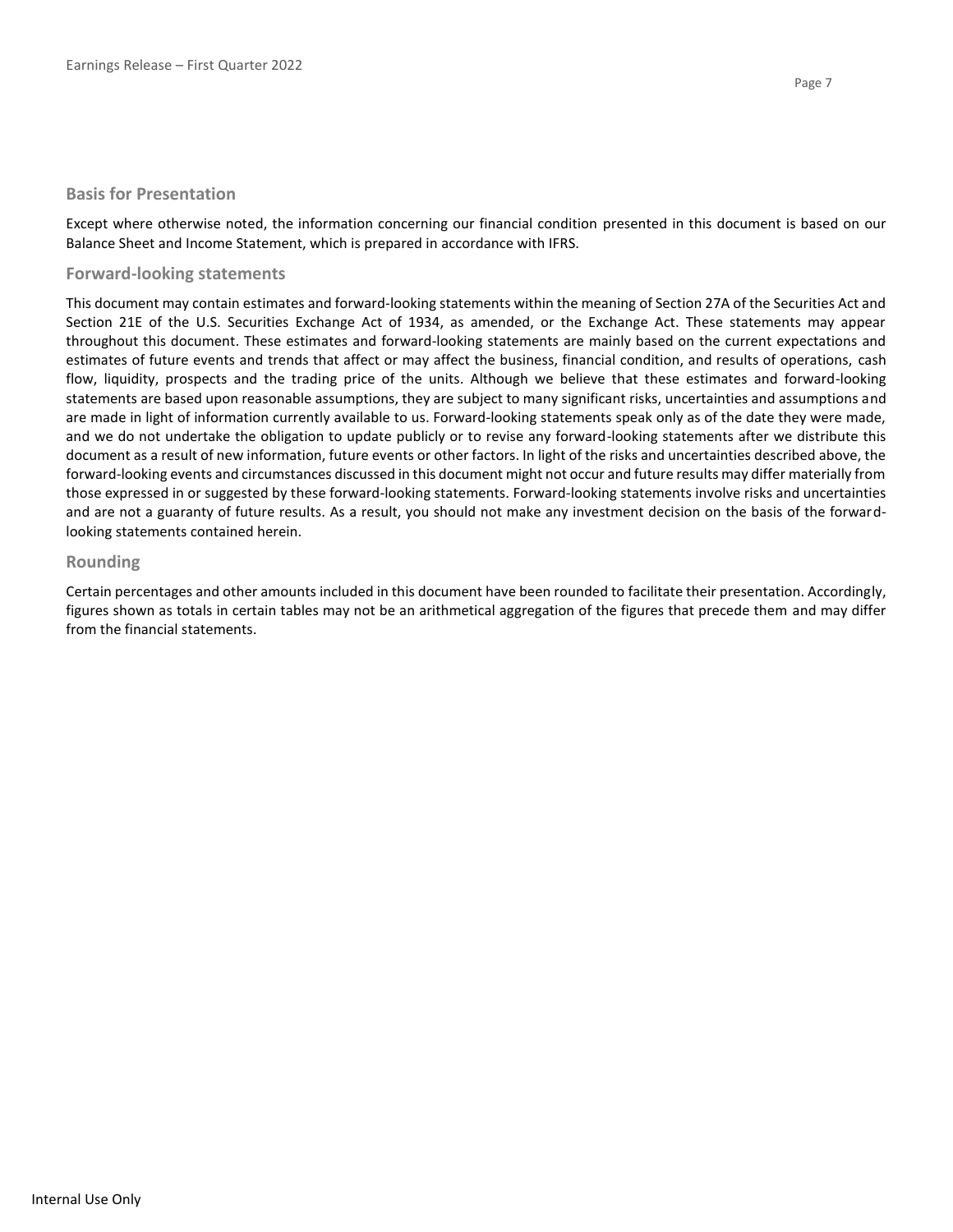## Basis for Presentation

Except where otherwise noted, the information concerning our financial condition presented in this document is based on our Balance Sheet and Income Statement, which is prepared in accordance with IFRS.

## Forward-looking statements

This document may contain estimates and forward-looking statements within the meaning of Section 27A of the Securities Act and Section 21E of the U.S. Securities Exchange Act of 1934, as amended, or the Exchange Act. These statements may appear throughout this document. These estimates and forward-looking statements are mainly based on the current expectations and estimates of future events and trends that affect or may affect the business, financial condition, and results of operations, cash flow, liquidity, prospects and the trading price of the units. Although we believe that these estimates and forward-looking statements are based upon reasonable assumptions, they are subject to many significant risks, uncertainties and assumptions and are made in light of information currently available to us. Forward-looking statements speak only as of the date they were made, and we do not undertake the obligation to update publicly or to revise any forward-looking statements after we distribute this document as a result of new information, future events or other factors. In light of the risks and uncertainties described above, the forward-looking events and circumstances discussed in this document might not occur and future results may differ materially from those expressed in or suggested by these forward-looking statements. Forward-looking statements involve risks and uncertainties and are not a guaranty of future results. As a result, you should not make any investment decision on the basis of the forward-looking statements contained herein.

## Rounding

Certain percentages and other amounts included in this document have been rounded to facilitate their presentation. Accordingly, figures shown as totals in certain tables may not be an arithmetical aggregation of the figures that precede them and may differ from the financial statements.

Internal Use Only